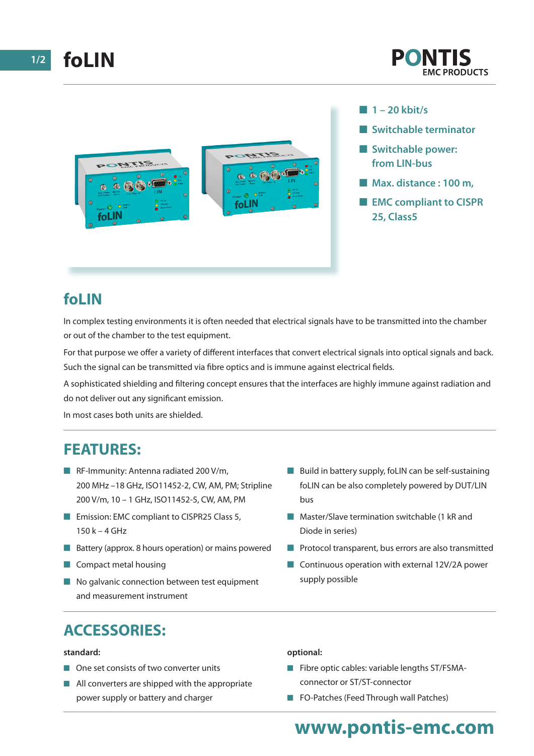# foLIN

PONTIS
EMC PRODUCTS

- 1 – 20 kbit/s
- Switchable terminator
- Switchable power: from LIN-bus
- Max. distance : 100 m,
- EMC compliant to CISPR 25, Class5

## foLIN

In complex testing environments it is often needed that electrical signals have to be transmitted into the chamber or out of the chamber to the test equipment.

For that purpose we offer a variety of different interfaces that convert electrical signals into optical signals and back. Such the signal can be transmitted via fibre optics and is immune against electrical fields.

A sophisticated shielding and filtering concept ensures that the interfaces are highly immune against radiation and do not deliver out any significant emission.

In most cases both units are shielded.

## FEATURES:

- RF-Immunity: Antenna radiated 200 V/m, 200 MHz –18 GHz, ISO11452-2, CW, AM, PM; Stripline 200 V/m, 10 – 1 GHz, ISO11452-5, CW, AM, PM
- Emission: EMC compliant to CISPR25 Class 5, 150 k – 4 GHz
- Battery (approx. 8 hours operation) or mains powered
- Compact metal housing
- No galvanic connection between test equipment and measurement instrument
- Build in battery supply, foLIN can be self-sustaining foLIN can be also completely powered by DUT/LIN bus
- Master/Slave termination switchable (1 kR and Diode in series)
- Protocol transparent, bus errors are also transmitted
- Continuous operation with external 12V/2A power supply possible

## ACCESSORIES:

**standard:**

- One set consists of two converter units
- All converters are shipped with the appropriate power supply or battery and charger

**optional:**

- Fibre optic cables: variable lengths ST/FSMA-connector or ST/ST-connector
- FO-Patches (Feed Through wall Patches)

www.pontis-emc.com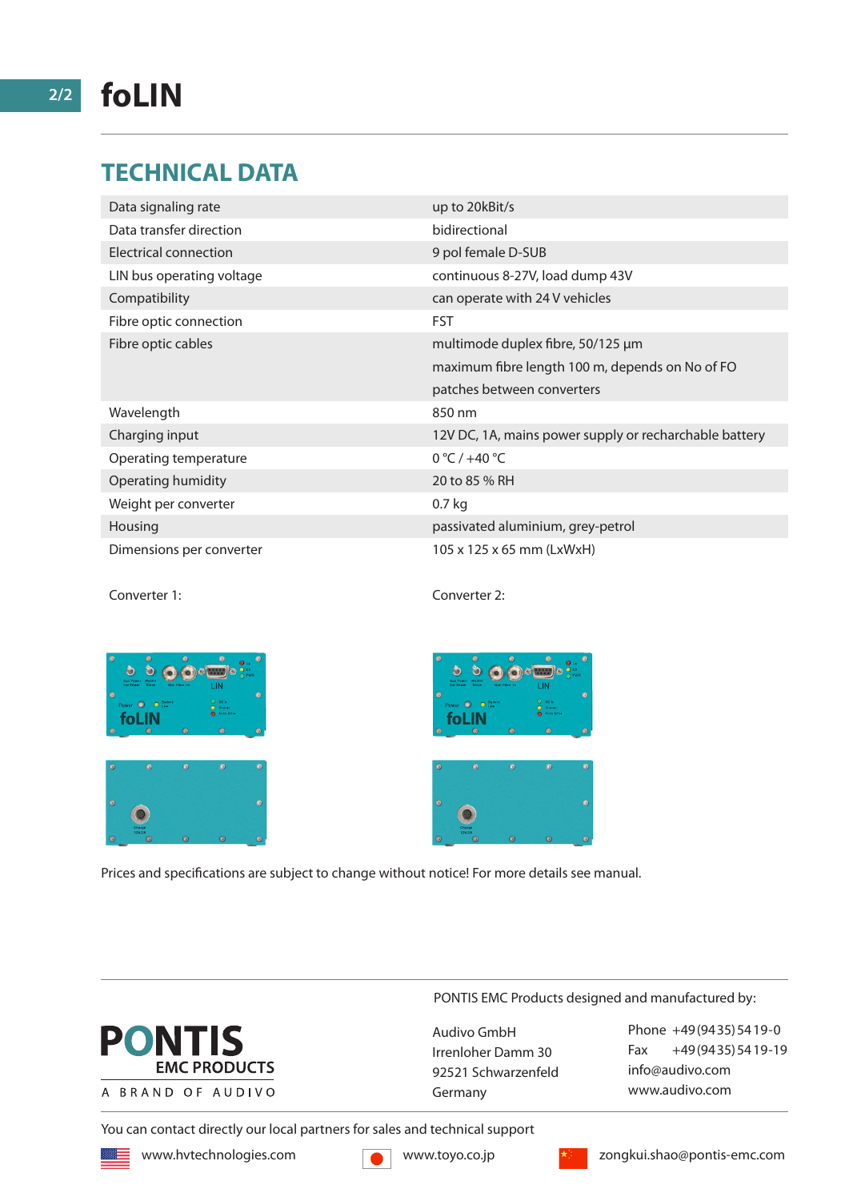# foLIN

## TECHNICAL DATA

| | |
|---|---|
| Data signaling rate | up to 20kBit/s |
| Data transfer direction | bidirectional |
| Electrical connection | 9 pol female D-SUB |
| LIN bus operating voltage | continuous 8-27V, load dump 43V |
| Compatibility | can operate with 24 V vehicles |
| Fibre optic connection | FST |
| Fibre optic cables | multimode duplex fibre, 50/125 µm<br>maximum fibre length 100 m, depends on No of FO patches between converters |
| Wavelength | 850 nm |
| Charging input | 12V DC, 1A, mains power supply or recharchable battery |
| Operating temperature | 0 °C / +40 °C |
| Operating humidity | 20 to 85 % RH |
| Weight per converter | 0.7 kg |
| Housing | passivated aluminium, grey-petrol |
| Dimensions per converter | 105 x 125 x 65 mm (LxWxH) |

Converter 1:

Converter 2:

Prices and specifications are subject to change without notice! For more details see manual.

PONTIS EMC Products designed and manufactured by:

PONTIS EMC PRODUCTS
A BRAND OF AUDIVO

Audivo GmbH
Irrenloher Damm 30
92521 Schwarzenfeld
Germany

Phone +49 (9435) 5419-0
Fax +49 (9435) 5419-19
info@audivo.com
www.audivo.com

You can contact directly our local partners for sales and technical support

www.hvtechnologies.com

www.toyo.co.jp

zongkui.shao@pontis-emc.com